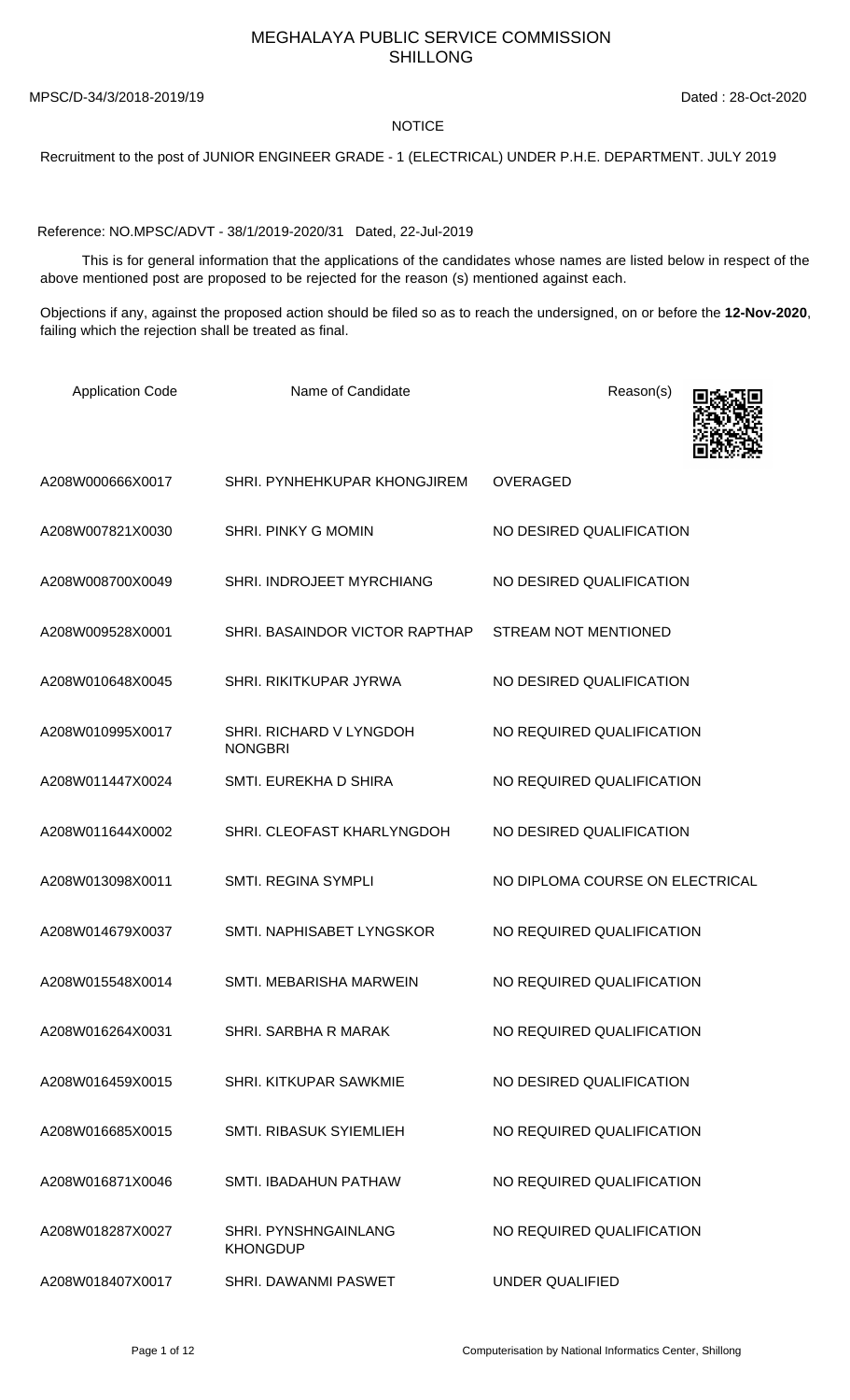# MEGHALAYA PUBLIC SERVICE COMMISSION
# SHILLONG

MPSC/D-34/3/2018-2019/19 Dated : 28-Oct-2020

NOTICE

Recruitment to the post of JUNIOR ENGINEER GRADE - 1 (ELECTRICAL) UNDER P.H.E. DEPARTMENT. JULY 2019

Reference: NO.MPSC/ADVT - 38/1/2019-2020/31 Dated, 22-Jul-2019

This is for general information that the applications of the candidates whose names are listed below in respect of the above mentioned post are proposed to be rejected for the reason (s) mentioned against each.

Objections if any, against the proposed action should be filed so as to reach the undersigned, on or before the **12-Nov-2020**, failing which the rejection shall be treated as final.

| Application Code | Name of Candidate | Reason(s) |
|---|---|---|
| A208W000666X0017 | SHRI. PYNHEHKUPAR KHONGJIREM | OVERAGED |
| A208W007821X0030 | SHRI. PINKY G MOMIN | NO DESIRED QUALIFICATION |
| A208W008700X0049 | SHRI. INDROJEET MYRCHIANG | NO DESIRED QUALIFICATION |
| A208W009528X0001 | SHRI. BASAINDOR VICTOR RAPTHAP | STREAM NOT MENTIONED |
| A208W010648X0045 | SHRI. RIKITKUPAR JYRWA | NO DESIRED QUALIFICATION |
| A208W010995X0017 | SHRI. RICHARD V LYNGDOH NONGBRI | NO REQUIRED QUALIFICATION |
| A208W011447X0024 | SMTI. EUREKHA D SHIRA | NO REQUIRED QUALIFICATION |
| A208W011644X0002 | SHRI. CLEOFAST KHARLYNGDOH | NO DESIRED QUALIFICATION |
| A208W013098X0011 | SMTI. REGINA SYMPLI | NO DIPLOMA COURSE ON ELECTRICAL |
| A208W014679X0037 | SMTI. NAPHISABET LYNGSKOR | NO REQUIRED QUALIFICATION |
| A208W015548X0014 | SMTI. MEBARISHA MARWEIN | NO REQUIRED QUALIFICATION |
| A208W016264X0031 | SHRI. SARBHA R MARAK | NO REQUIRED QUALIFICATION |
| A208W016459X0015 | SHRI. KITKUPAR SAWKMIE | NO DESIRED QUALIFICATION |
| A208W016685X0015 | SMTI. RIBASUK SYIEMLIEH | NO REQUIRED QUALIFICATION |
| A208W016871X0046 | SMTI. IBADAHUN PATHAW | NO REQUIRED QUALIFICATION |
| A208W018287X0027 | SHRI. PYNSHNGAINLANG KHONGDUP | NO REQUIRED QUALIFICATION |
| A208W018407X0017 | SHRI. DAWANMI PASWET | UNDER QUALIFIED |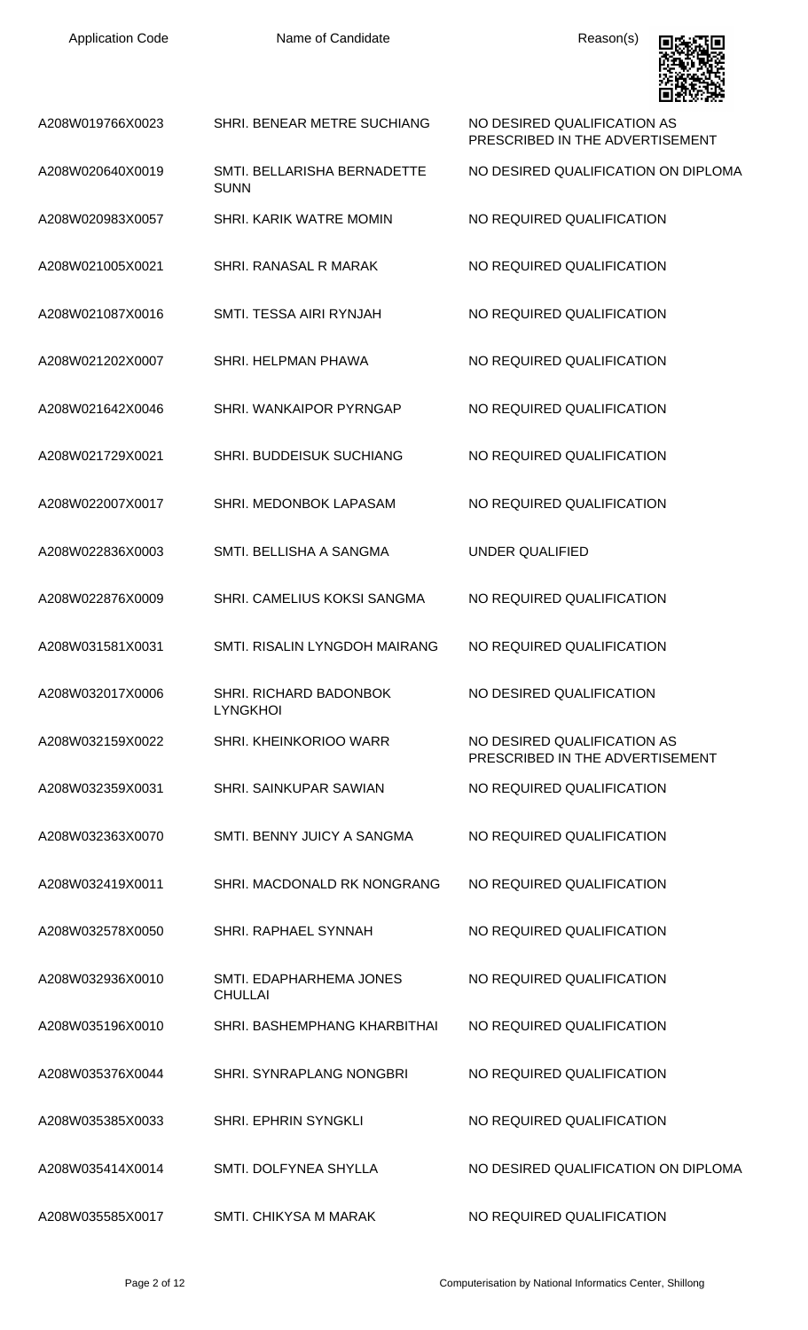| Application Code | Name of Candidate | Reason(s) |
| --- | --- | --- |
| A208W019766X0023 | SHRI. BENEAR METRE SUCHIANG | NO DESIRED QUALIFICATION AS PRESCRIBED IN THE ADVERTISEMENT |
| A208W020640X0019 | SMTI. BELLARISHA BERNADETTE SUNN | NO DESIRED QUALIFICATION ON DIPLOMA |
| A208W020983X0057 | SHRI. KARIK WATRE MOMIN | NO REQUIRED QUALIFICATION |
| A208W021005X0021 | SHRI. RANASAL R MARAK | NO REQUIRED QUALIFICATION |
| A208W021087X0016 | SMTI. TESSA AIRI RYNJAH | NO REQUIRED QUALIFICATION |
| A208W021202X0007 | SHRI. HELPMAN PHAWA | NO REQUIRED QUALIFICATION |
| A208W021642X0046 | SHRI. WANKAIPOR PYRNGAP | NO REQUIRED QUALIFICATION |
| A208W021729X0021 | SHRI. BUDDEISUK SUCHIANG | NO REQUIRED QUALIFICATION |
| A208W022007X0017 | SHRI. MEDONBOK LAPASAM | NO REQUIRED QUALIFICATION |
| A208W022836X0003 | SMTI. BELLISHA A SANGMA | UNDER QUALIFIED |
| A208W022876X0009 | SHRI. CAMELIUS KOKSI SANGMA | NO REQUIRED QUALIFICATION |
| A208W031581X0031 | SMTI. RISALIN LYNGDOH MAIRANG | NO REQUIRED QUALIFICATION |
| A208W032017X0006 | SHRI. RICHARD BADONBOK LYNGKHOI | NO DESIRED QUALIFICATION |
| A208W032159X0022 | SHRI. KHEINKORIOO WARR | NO DESIRED QUALIFICATION AS PRESCRIBED IN THE ADVERTISEMENT |
| A208W032359X0031 | SHRI. SAINKUPAR SAWIAN | NO REQUIRED QUALIFICATION |
| A208W032363X0070 | SMTI. BENNY JUICY A SANGMA | NO REQUIRED QUALIFICATION |
| A208W032419X0011 | SHRI. MACDONALD RK NONGRANG | NO REQUIRED QUALIFICATION |
| A208W032578X0050 | SHRI. RAPHAEL SYNNAH | NO REQUIRED QUALIFICATION |
| A208W032936X0010 | SMTI. EDAPHARHEMA JONES CHULLAI | NO REQUIRED QUALIFICATION |
| A208W035196X0010 | SHRI. BASHEMPHANG KHARBITHAI | NO REQUIRED QUALIFICATION |
| A208W035376X0044 | SHRI. SYNRAPLANG NONGBRI | NO REQUIRED QUALIFICATION |
| A208W035385X0033 | SHRI. EPHRIN SYNGKLI | NO REQUIRED QUALIFICATION |
| A208W035414X0014 | SMTI. DOLFYNEA SHYLLA | NO DESIRED QUALIFICATION ON DIPLOMA |
| A208W035585X0017 | SMTI. CHIKYSA M MARAK | NO REQUIRED QUALIFICATION |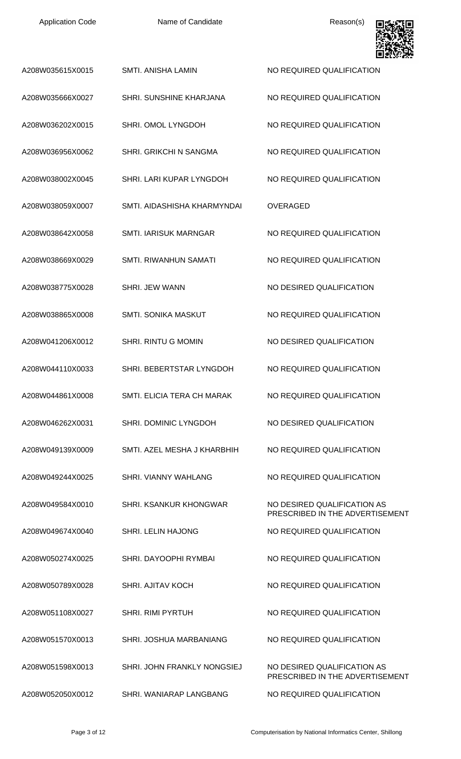| Application Code | Name of Candidate | Reason(s) |
|---|---|---|
| A208W035615X0015 | SMTI. ANISHA LAMIN | NO REQUIRED QUALIFICATION |
| A208W035666X0027 | SHRI. SUNSHINE KHARJANA | NO REQUIRED QUALIFICATION |
| A208W036202X0015 | SHRI. OMOL LYNGDOH | NO REQUIRED QUALIFICATION |
| A208W036956X0062 | SHRI. GRIKCHI N SANGMA | NO REQUIRED QUALIFICATION |
| A208W038002X0045 | SHRI. LARI KUPAR LYNGDOH | NO REQUIRED QUALIFICATION |
| A208W038059X0007 | SMTI. AIDASHISHA KHARMYNDAI | OVERAGED |
| A208W038642X0058 | SMTI. IARISUK MARNGAR | NO REQUIRED QUALIFICATION |
| A208W038669X0029 | SMTI. RIWANHUN SAMATI | NO REQUIRED QUALIFICATION |
| A208W038775X0028 | SHRI. JEW WANN | NO DESIRED QUALIFICATION |
| A208W038865X0008 | SMTI. SONIKA MASKUT | NO REQUIRED QUALIFICATION |
| A208W041206X0012 | SHRI. RINTU G MOMIN | NO DESIRED QUALIFICATION |
| A208W044110X0033 | SHRI. BEBERTSTAR LYNGDOH | NO REQUIRED QUALIFICATION |
| A208W044861X0008 | SMTI. ELICIA TERA CH MARAK | NO REQUIRED QUALIFICATION |
| A208W046262X0031 | SHRI. DOMINIC LYNGDOH | NO DESIRED QUALIFICATION |
| A208W049139X0009 | SMTI. AZEL MESHA J KHARBHIH | NO REQUIRED QUALIFICATION |
| A208W049244X0025 | SHRI. VIANNY WAHLANG | NO REQUIRED QUALIFICATION |
| A208W049584X0010 | SHRI. KSANKUR KHONGWAR | NO DESIRED QUALIFICATION AS PRESCRIBED IN THE ADVERTISEMENT |
| A208W049674X0040 | SHRI. LELIN HAJONG | NO REQUIRED QUALIFICATION |
| A208W050274X0025 | SHRI. DAYOOPHI RYMBAI | NO REQUIRED QUALIFICATION |
| A208W050789X0028 | SHRI. AJITAV KOCH | NO REQUIRED QUALIFICATION |
| A208W051108X0027 | SHRI. RIMI PYRTUH | NO REQUIRED QUALIFICATION |
| A208W051570X0013 | SHRI. JOSHUA MARBANIANG | NO REQUIRED QUALIFICATION |
| A208W051598X0013 | SHRI. JOHN FRANKLY NONGSIEJ | NO DESIRED QUALIFICATION AS PRESCRIBED IN THE ADVERTISEMENT |
| A208W052050X0012 | SHRI. WANIARAP LANGBANG | NO REQUIRED QUALIFICATION |

Computerisation by National Informatics Center, Shillong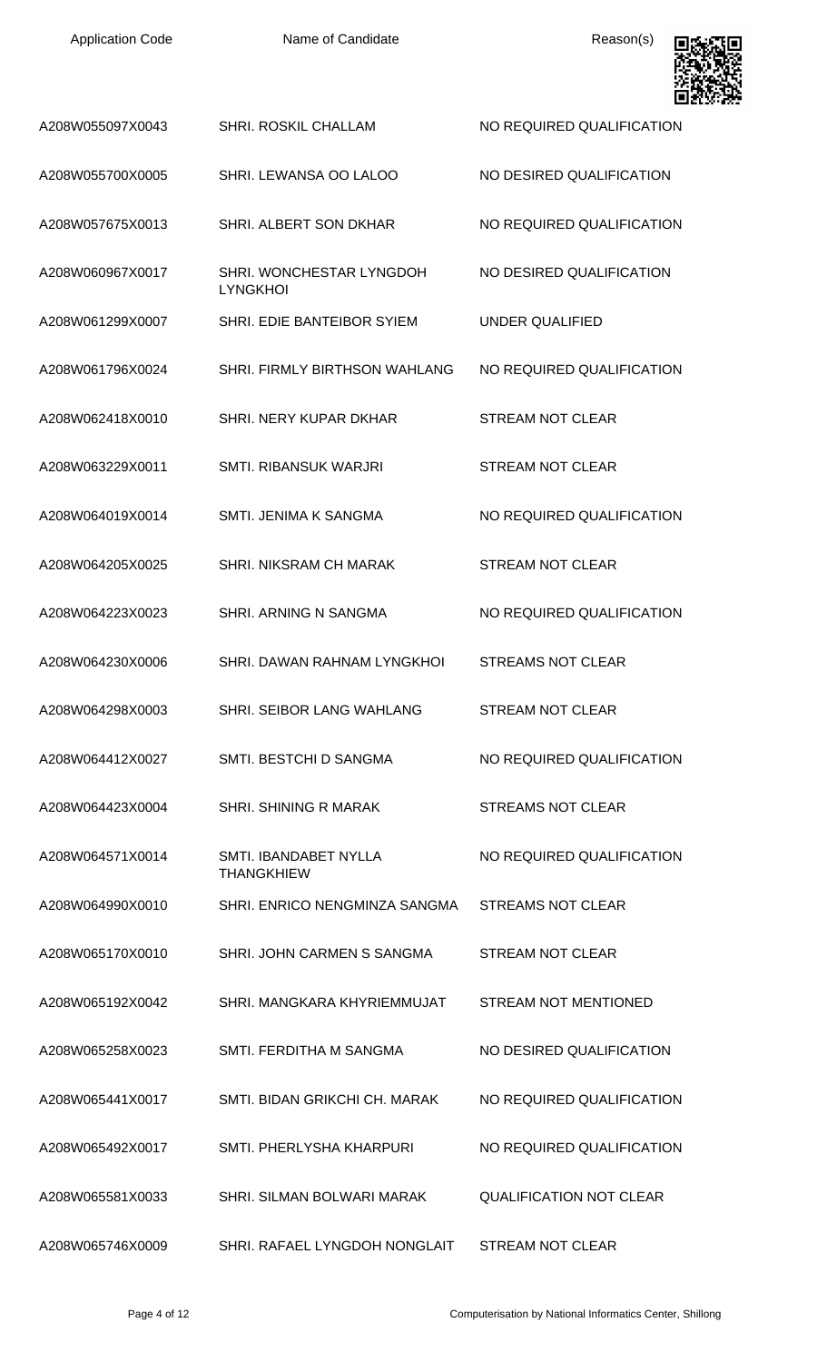| Application Code | Name of Candidate | Reason(s) |
|---|---|---|
| A208W055097X0043 | SHRI. ROSKIL CHALLAM | NO REQUIRED QUALIFICATION |
| A208W055700X0005 | SHRI. LEWANSA OO LALOO | NO DESIRED QUALIFICATION |
| A208W057675X0013 | SHRI. ALBERT SON DKHAR | NO REQUIRED QUALIFICATION |
| A208W060967X0017 | SHRI. WONCHESTAR LYNGDOH LYNGKHOI | NO DESIRED QUALIFICATION |
| A208W061299X0007 | SHRI. EDIE BANTEIBOR SYIEM | UNDER QUALIFIED |
| A208W061796X0024 | SHRI. FIRMLY BIRTHSON WAHLANG | NO REQUIRED QUALIFICATION |
| A208W062418X0010 | SHRI. NERY KUPAR DKHAR | STREAM NOT CLEAR |
| A208W063229X0011 | SMTI. RIBANSUK WARJRI | STREAM NOT CLEAR |
| A208W064019X0014 | SMTI. JENIMA K SANGMA | NO REQUIRED QUALIFICATION |
| A208W064205X0025 | SHRI. NIKSRAM CH MARAK | STREAM NOT CLEAR |
| A208W064223X0023 | SHRI. ARNING N SANGMA | NO REQUIRED QUALIFICATION |
| A208W064230X0006 | SHRI. DAWAN RAHNAM LYNGKHOI | STREAMS NOT CLEAR |
| A208W064298X0003 | SHRI. SEIBOR LANG WAHLANG | STREAM NOT CLEAR |
| A208W064412X0027 | SMTI. BESTCHI D SANGMA | NO REQUIRED QUALIFICATION |
| A208W064423X0004 | SHRI. SHINING R MARAK | STREAMS NOT CLEAR |
| A208W064571X0014 | SMTI. IBANDABET NYLLA THANGKHIEW | NO REQUIRED QUALIFICATION |
| A208W064990X0010 | SHRI. ENRICO NENGMINZA SANGMA | STREAMS NOT CLEAR |
| A208W065170X0010 | SHRI. JOHN CARMEN S SANGMA | STREAM NOT CLEAR |
| A208W065192X0042 | SHRI. MANGKARA KHYRIEMMUJAT | STREAM NOT MENTIONED |
| A208W065258X0023 | SMTI. FERDITHA M SANGMA | NO DESIRED QUALIFICATION |
| A208W065441X0017 | SMTI. BIDAN GRIKCHI CH. MARAK | NO REQUIRED QUALIFICATION |
| A208W065492X0017 | SMTI. PHERLYSHA KHARPURI | NO REQUIRED QUALIFICATION |
| A208W065581X0033 | SHRI. SILMAN BOLWARI MARAK | QUALIFICATION NOT CLEAR |
| A208W065746X0009 | SHRI. RAFAEL LYNGDOH NONGLAIT | STREAM NOT CLEAR |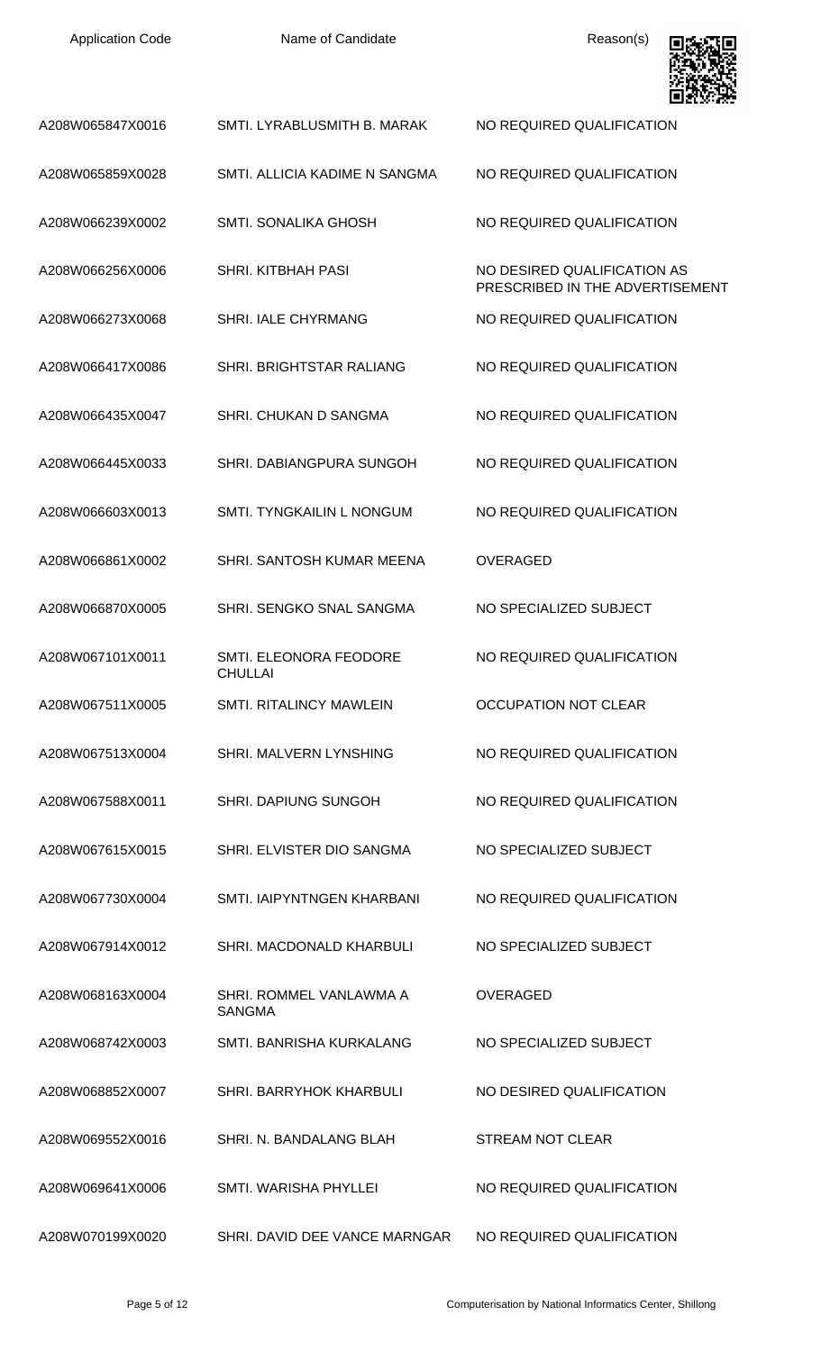| Application Code | Name of Candidate | Reason(s) |
|---|---|---|
| A208W065847X0016 | SMTI. LYRABLUSMITH B. MARAK | NO REQUIRED QUALIFICATION |
| A208W065859X0028 | SMTI. ALLICIA KADIME N SANGMA | NO REQUIRED QUALIFICATION |
| A208W066239X0002 | SMTI. SONALIKA GHOSH | NO REQUIRED QUALIFICATION |
| A208W066256X0006 | SHRI. KITBHAH PASI | NO DESIRED QUALIFICATION AS PRESCRIBED IN THE ADVERTISEMENT |
| A208W066273X0068 | SHRI. IALE CHYRMANG | NO REQUIRED QUALIFICATION |
| A208W066417X0086 | SHRI. BRIGHTSTAR RALIANG | NO REQUIRED QUALIFICATION |
| A208W066435X0047 | SHRI. CHUKAN D SANGMA | NO REQUIRED QUALIFICATION |
| A208W066445X0033 | SHRI. DABIANGPURA SUNGOH | NO REQUIRED QUALIFICATION |
| A208W066603X0013 | SMTI. TYNGKAILIN L NONGUM | NO REQUIRED QUALIFICATION |
| A208W066861X0002 | SHRI. SANTOSH KUMAR MEENA | OVERAGED |
| A208W066870X0005 | SHRI. SENGKO SNAL SANGMA | NO SPECIALIZED SUBJECT |
| A208W067101X0011 | SMTI. ELEONORA FEODORE CHULLAI | NO REQUIRED QUALIFICATION |
| A208W067511X0005 | SMTI. RITALINCY MAWLEIN | OCCUPATION NOT CLEAR |
| A208W067513X0004 | SHRI. MALVERN LYNSHING | NO REQUIRED QUALIFICATION |
| A208W067588X0011 | SHRI. DAPIUNG SUNGOH | NO REQUIRED QUALIFICATION |
| A208W067615X0015 | SHRI. ELVISTER DIO SANGMA | NO SPECIALIZED SUBJECT |
| A208W067730X0004 | SMTI. IAIPYNTNGEN KHARBANI | NO REQUIRED QUALIFICATION |
| A208W067914X0012 | SHRI. MACDONALD KHARBULI | NO SPECIALIZED SUBJECT |
| A208W068163X0004 | SHRI. ROMMEL VANLAWMA A SANGMA | OVERAGED |
| A208W068742X0003 | SMTI. BANRISHA KURKALANG | NO SPECIALIZED SUBJECT |
| A208W068852X0007 | SHRI. BARRYHOK KHARBULI | NO DESIRED QUALIFICATION |
| A208W069552X0016 | SHRI. N. BANDALANG BLAH | STREAM NOT CLEAR |
| A208W069641X0006 | SMTI. WARISHA PHYLLEI | NO REQUIRED QUALIFICATION |
| A208W070199X0020 | SHRI. DAVID DEE VANCE MARNGAR | NO REQUIRED QUALIFICATION |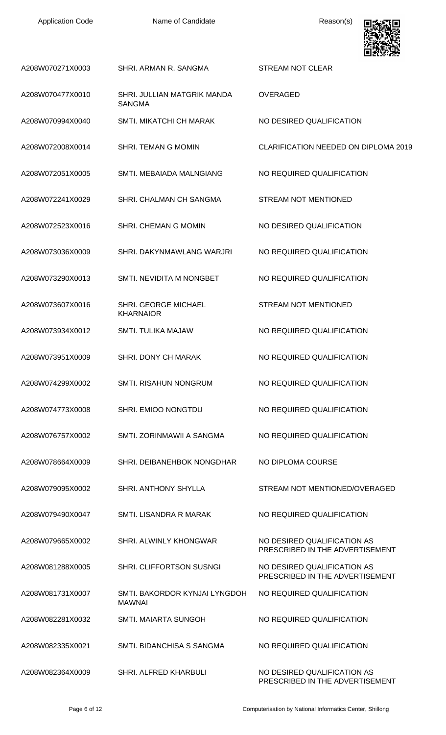| Application Code | Name of Candidate | Reason(s) |
|---|---|---|
| A208W070271X0003 | SHRI. ARMAN R. SANGMA | STREAM NOT CLEAR |
| A208W070477X0010 | SHRI. JULLIAN MATGRIK MANDA SANGMA | OVERAGED |
| A208W070994X0040 | SMTI. MIKATCHI CH MARAK | NO DESIRED QUALIFICATION |
| A208W072008X0014 | SHRI. TEMAN G MOMIN | CLARIFICATION NEEDED ON DIPLOMA 2019 |
| A208W072051X0005 | SMTI. MEBAIADA MALNGIANG | NO REQUIRED QUALIFICATION |
| A208W072241X0029 | SHRI. CHALMAN CH SANGMA | STREAM NOT MENTIONED |
| A208W072523X0016 | SHRI. CHEMAN G MOMIN | NO DESIRED QUALIFICATION |
| A208W073036X0009 | SHRI. DAKYNMAWLANG WARJRI | NO REQUIRED QUALIFICATION |
| A208W073290X0013 | SMTI. NEVIDITA M NONGBET | NO REQUIRED QUALIFICATION |
| A208W073607X0016 | SHRI. GEORGE MICHAEL KHARNAIOR | STREAM NOT MENTIONED |
| A208W073934X0012 | SMTI. TULIKA MAJAW | NO REQUIRED QUALIFICATION |
| A208W073951X0009 | SHRI. DONY CH MARAK | NO REQUIRED QUALIFICATION |
| A208W074299X0002 | SMTI. RISAHUN NONGRUM | NO REQUIRED QUALIFICATION |
| A208W074773X0008 | SHRI. EMIOO NONGTDU | NO REQUIRED QUALIFICATION |
| A208W076757X0002 | SMTI. ZORINMAWII A SANGMA | NO REQUIRED QUALIFICATION |
| A208W078664X0009 | SHRI. DEIBANEHBOK NONGDHAR | NO DIPLOMA COURSE |
| A208W079095X0002 | SHRI. ANTHONY SHYLLA | STREAM NOT MENTIONED/OVERAGED |
| A208W079490X0047 | SMTI. LISANDRA R MARAK | NO REQUIRED QUALIFICATION |
| A208W079665X0002 | SHRI. ALWINLY KHONGWAR | NO DESIRED QUALIFICATION AS PRESCRIBED IN THE ADVERTISEMENT |
| A208W081288X0005 | SHRI. CLIFFORTSON SUSNGI | NO DESIRED QUALIFICATION AS PRESCRIBED IN THE ADVERTISEMENT |
| A208W081731X0007 | SMTI. BAKORDOR KYNJAI LYNGDOH MAWNAI | NO REQUIRED QUALIFICATION |
| A208W082281X0032 | SMTI. MAIARTA SUNGOH | NO REQUIRED QUALIFICATION |
| A208W082335X0021 | SMTI. BIDANCHISA S SANGMA | NO REQUIRED QUALIFICATION |
| A208W082364X0009 | SHRI. ALFRED KHARBULI | NO DESIRED QUALIFICATION AS PRESCRIBED IN THE ADVERTISEMENT |

Computerisation by National Informatics Center, Shillong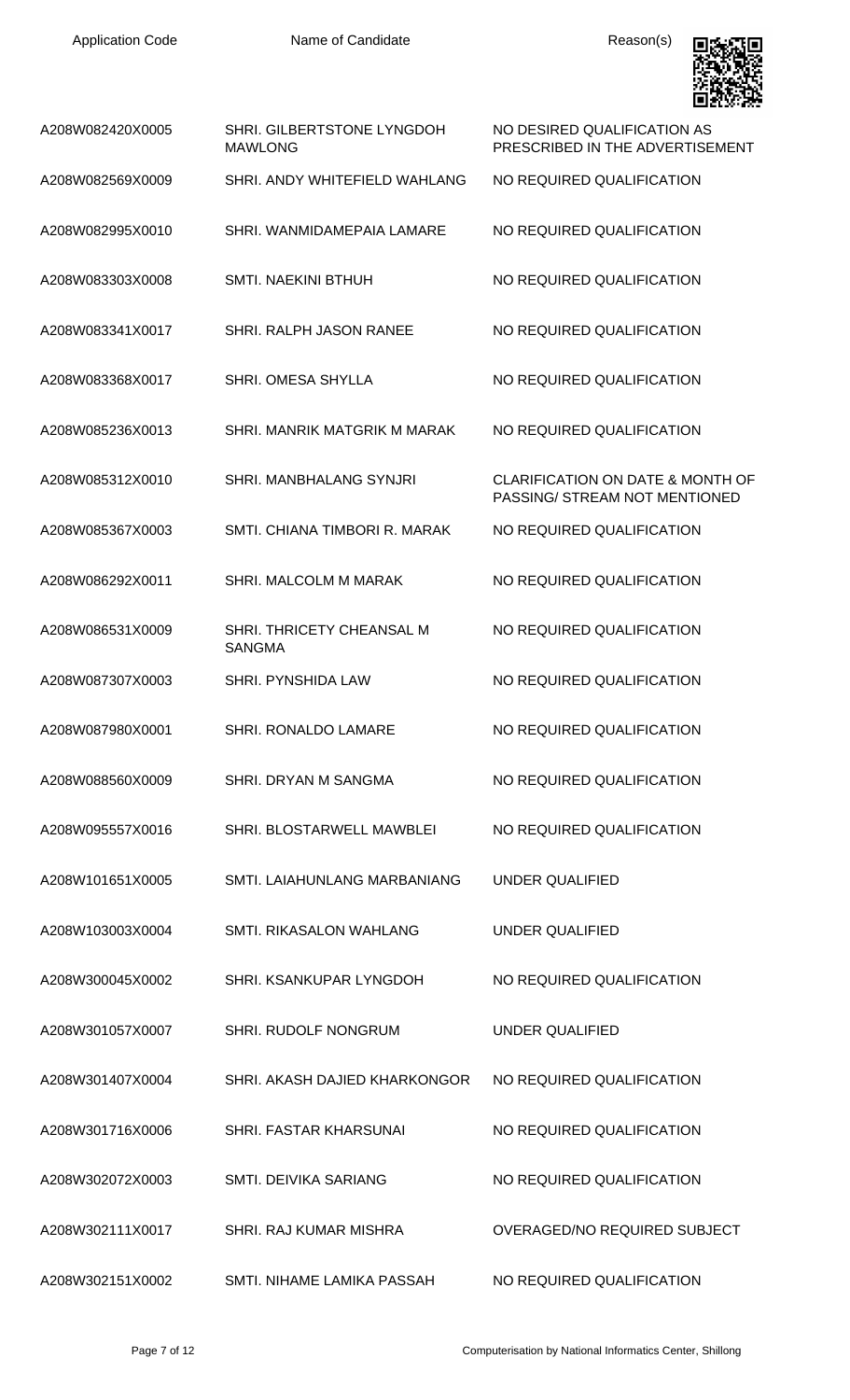| Application Code | Name of Candidate | Reason(s) |
| --- | --- | --- |
| A208W082420X0005 | SHRI. GILBERTSTONE LYNGDOH MAWLONG | NO DESIRED QUALIFICATION AS PRESCRIBED IN THE ADVERTISEMENT |
| A208W082569X0009 | SHRI. ANDY WHITEFIELD WAHLANG | NO REQUIRED QUALIFICATION |
| A208W082995X0010 | SHRI. WANMIDAMEPAIA LAMARE | NO REQUIRED QUALIFICATION |
| A208W083303X0008 | SMTI. NAEKINI BTHUH | NO REQUIRED QUALIFICATION |
| A208W083341X0017 | SHRI. RALPH JASON RANEE | NO REQUIRED QUALIFICATION |
| A208W083368X0017 | SHRI. OMESA SHYLLA | NO REQUIRED QUALIFICATION |
| A208W085236X0013 | SHRI. MANRIK MATGRIK M MARAK | NO REQUIRED QUALIFICATION |
| A208W085312X0010 | SHRI. MANBHALANG SYNJRI | CLARIFICATION ON DATE & MONTH OF PASSING/ STREAM NOT MENTIONED |
| A208W085367X0003 | SMTI. CHIANA TIMBORI R. MARAK | NO REQUIRED QUALIFICATION |
| A208W086292X0011 | SHRI. MALCOLM M MARAK | NO REQUIRED QUALIFICATION |
| A208W086531X0009 | SHRI. THRICETY CHEANSAL M SANGMA | NO REQUIRED QUALIFICATION |
| A208W087307X0003 | SHRI. PYNSHIDA LAW | NO REQUIRED QUALIFICATION |
| A208W087980X0001 | SHRI. RONALDO LAMARE | NO REQUIRED QUALIFICATION |
| A208W088560X0009 | SHRI. DRYAN M SANGMA | NO REQUIRED QUALIFICATION |
| A208W095557X0016 | SHRI. BLOSTARWELL MAWBLEI | NO REQUIRED QUALIFICATION |
| A208W101651X0005 | SMTI. LAIAHUNLANG MARBANIANG | UNDER QUALIFIED |
| A208W103003X0004 | SMTI. RIKASALON WAHLANG | UNDER QUALIFIED |
| A208W300045X0002 | SHRI. KSANKUPAR LYNGDOH | NO REQUIRED QUALIFICATION |
| A208W301057X0007 | SHRI. RUDOLF NONGRUM | UNDER QUALIFIED |
| A208W301407X0004 | SHRI. AKASH DAJIED KHARKONGOR | NO REQUIRED QUALIFICATION |
| A208W301716X0006 | SHRI. FASTAR KHARSUNAI | NO REQUIRED QUALIFICATION |
| A208W302072X0003 | SMTI. DEIVIKA SARIANG | NO REQUIRED QUALIFICATION |
| A208W302111X0017 | SHRI. RAJ KUMAR MISHRA | OVERAGED/NO REQUIRED SUBJECT |
| A208W302151X0002 | SMTI. NIHAME LAMIKA PASSAH | NO REQUIRED QUALIFICATION |

Computerisation by National Informatics Center, Shillong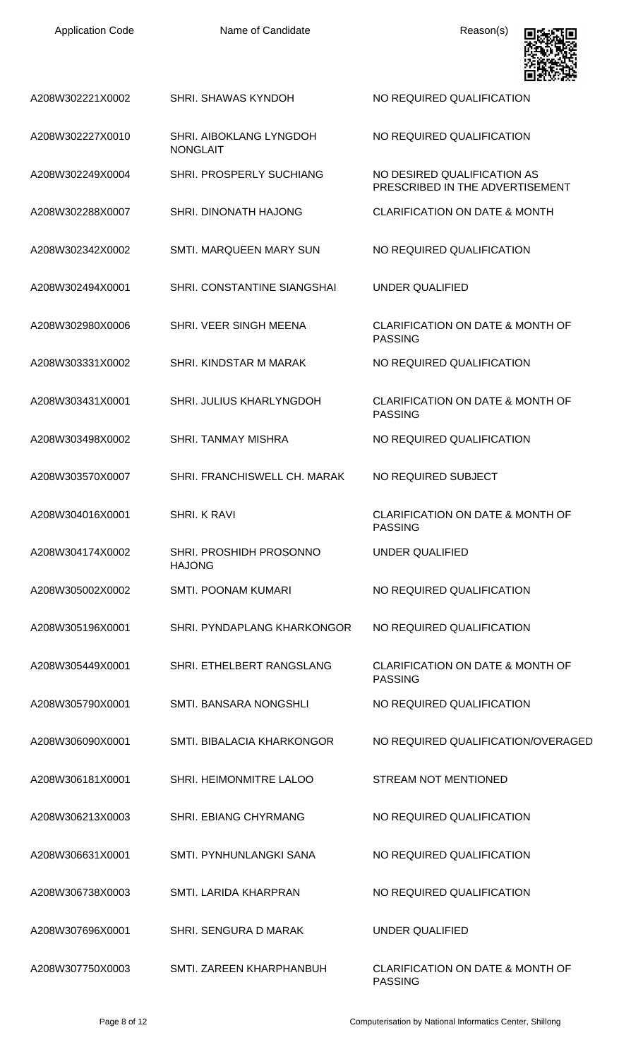| Application Code | Name of Candidate | Reason(s) |
|---|---|---|
| A208W302221X0002 | SHRI. SHAWAS KYNDOH | NO REQUIRED QUALIFICATION |
| A208W302227X0010 | SHRI. AIBOKLANG LYNGDOH NONGLAIT | NO REQUIRED QUALIFICATION |
| A208W302249X0004 | SHRI. PROSPERLY SUCHIANG | NO DESIRED QUALIFICATION AS PRESCRIBED IN THE ADVERTISEMENT |
| A208W302288X0007 | SHRI. DINONATH HAJONG | CLARIFICATION ON DATE & MONTH |
| A208W302342X0002 | SMTI. MARQUEEN MARY SUN | NO REQUIRED QUALIFICATION |
| A208W302494X0001 | SHRI. CONSTANTINE SIANGSHAI | UNDER QUALIFIED |
| A208W302980X0006 | SHRI. VEER SINGH MEENA | CLARIFICATION ON DATE & MONTH OF PASSING |
| A208W303331X0002 | SHRI. KINDSTAR M MARAK | NO REQUIRED QUALIFICATION |
| A208W303431X0001 | SHRI. JULIUS KHARLYNGDOH | CLARIFICATION ON DATE & MONTH OF PASSING |
| A208W303498X0002 | SHRI. TANMAY MISHRA | NO REQUIRED QUALIFICATION |
| A208W303570X0007 | SHRI. FRANCHISWELL CH. MARAK | NO REQUIRED SUBJECT |
| A208W304016X0001 | SHRI. K RAVI | CLARIFICATION ON DATE & MONTH OF PASSING |
| A208W304174X0002 | SHRI. PROSHIDH PROSONNO HAJONG | UNDER QUALIFIED |
| A208W305002X0002 | SMTI. POONAM KUMARI | NO REQUIRED QUALIFICATION |
| A208W305196X0001 | SHRI. PYNDAPLANG KHARKONGOR | NO REQUIRED QUALIFICATION |
| A208W305449X0001 | SHRI. ETHELBERT RANGSLANG | CLARIFICATION ON DATE & MONTH OF PASSING |
| A208W305790X0001 | SMTI. BANSARA NONGSHLI | NO REQUIRED QUALIFICATION |
| A208W306090X0001 | SMTI. BIBALACIA KHARKONGOR | NO REQUIRED QUALIFICATION/OVERAGED |
| A208W306181X0001 | SHRI. HEIMONMITRE LALOO | STREAM NOT MENTIONED |
| A208W306213X0003 | SHRI. EBIANG CHYRMANG | NO REQUIRED QUALIFICATION |
| A208W306631X0001 | SMTI. PYNHUNLANGKI SANA | NO REQUIRED QUALIFICATION |
| A208W306738X0003 | SMTI. LARIDA KHARPRAN | NO REQUIRED QUALIFICATION |
| A208W307696X0001 | SHRI. SENGURA D MARAK | UNDER QUALIFIED |
| A208W307750X0003 | SMTI. ZAREEN KHARPHANBUH | CLARIFICATION ON DATE & MONTH OF PASSING |

Computerisation by National Informatics Center, Shillong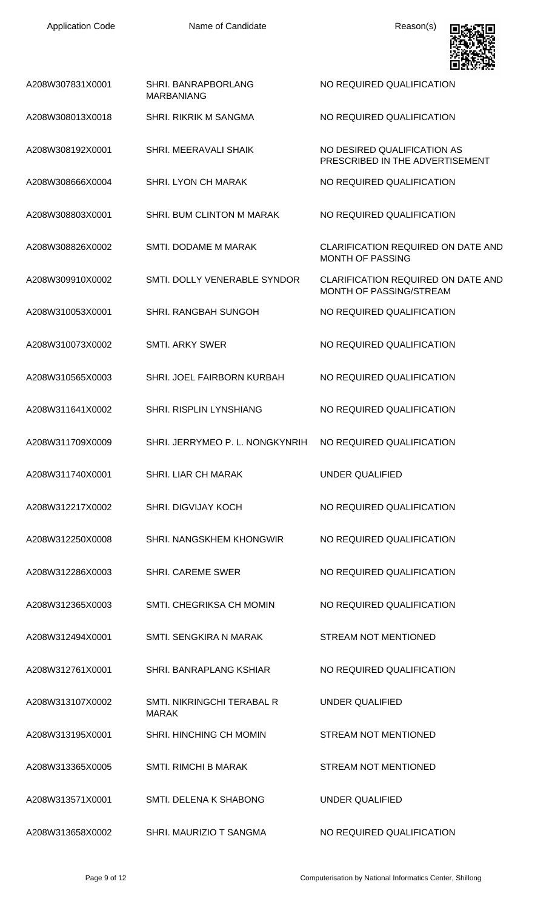| Application Code | Name of Candidate | Reason(s) |
|---|---|---|
| A208W307831X0001 | SHRI. BANRAPBORLANG MARBANIANG | NO REQUIRED QUALIFICATION |
| A208W308013X0018 | SHRI. RIKRIK M SANGMA | NO REQUIRED QUALIFICATION |
| A208W308192X0001 | SHRI. MEERAVALI SHAIK | NO DESIRED QUALIFICATION AS PRESCRIBED IN THE ADVERTISEMENT |
| A208W308666X0004 | SHRI. LYON CH MARAK | NO REQUIRED QUALIFICATION |
| A208W308803X0001 | SHRI. BUM CLINTON M MARAK | NO REQUIRED QUALIFICATION |
| A208W308826X0002 | SMTI. DODAME M MARAK | CLARIFICATION REQUIRED ON DATE AND MONTH OF PASSING |
| A208W309910X0002 | SMTI. DOLLY VENERABLE SYNDOR | CLARIFICATION REQUIRED ON DATE AND MONTH OF PASSING/STREAM |
| A208W310053X0001 | SHRI. RANGBAH SUNGOH | NO REQUIRED QUALIFICATION |
| A208W310073X0002 | SMTI. ARKY SWER | NO REQUIRED QUALIFICATION |
| A208W310565X0003 | SHRI. JOEL FAIRBORN KURBAH | NO REQUIRED QUALIFICATION |
| A208W311641X0002 | SHRI. RISPLIN LYNSHIANG | NO REQUIRED QUALIFICATION |
| A208W311709X0009 | SHRI. JERRYMEO P. L. NONGKYNRIH | NO REQUIRED QUALIFICATION |
| A208W311740X0001 | SHRI. LIAR CH MARAK | UNDER QUALIFIED |
| A208W312217X0002 | SHRI. DIGVIJAY KOCH | NO REQUIRED QUALIFICATION |
| A208W312250X0008 | SHRI. NANGSKHEM KHONGWIR | NO REQUIRED QUALIFICATION |
| A208W312286X0003 | SHRI. CAREME SWER | NO REQUIRED QUALIFICATION |
| A208W312365X0003 | SMTI. CHEGRIKSA CH MOMIN | NO REQUIRED QUALIFICATION |
| A208W312494X0001 | SMTI. SENGKIRA N MARAK | STREAM NOT MENTIONED |
| A208W312761X0001 | SHRI. BANRAPLANG KSHIAR | NO REQUIRED QUALIFICATION |
| A208W313107X0002 | SMTI. NIKRINGCHI TERABAL R MARAK | UNDER QUALIFIED |
| A208W313195X0001 | SHRI. HINCHING CH MOMIN | STREAM NOT MENTIONED |
| A208W313365X0005 | SMTI. RIMCHI B MARAK | STREAM NOT MENTIONED |
| A208W313571X0001 | SMTI. DELENA K SHABONG | UNDER QUALIFIED |
| A208W313658X0002 | SHRI. MAURIZIO T SANGMA | NO REQUIRED QUALIFICATION |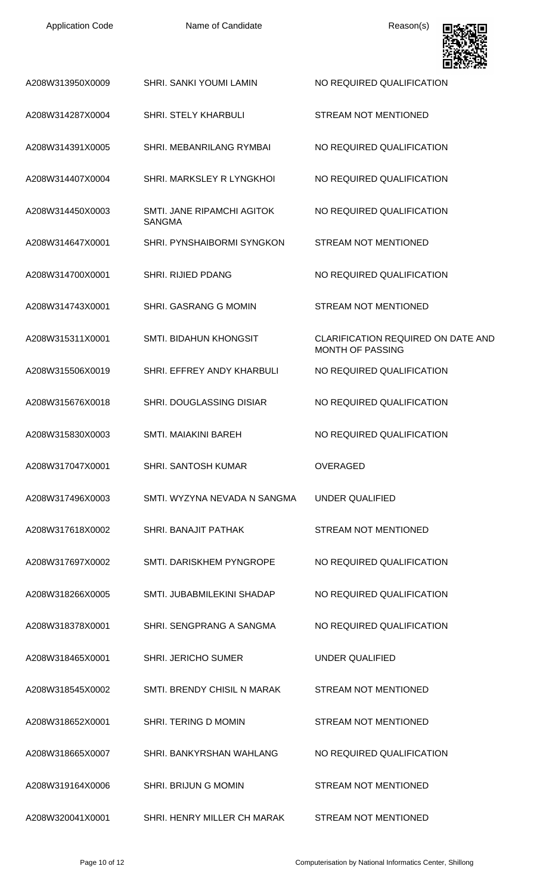| Application Code | Name of Candidate | Reason(s) |
|---|---|---|
| A208W313950X0009 | SHRI. SANKI YOUMI LAMIN | NO REQUIRED QUALIFICATION |
| A208W314287X0004 | SHRI. STELY KHARBULI | STREAM NOT MENTIONED |
| A208W314391X0005 | SHRI. MEBANRILANG RYMBAI | NO REQUIRED QUALIFICATION |
| A208W314407X0004 | SHRI. MARKSLEY R LYNGKHOI | NO REQUIRED QUALIFICATION |
| A208W314450X0003 | SMTI. JANE RIPAMCHI AGITOK SANGMA | NO REQUIRED QUALIFICATION |
| A208W314647X0001 | SHRI. PYNSHAIBORMI SYNGKON | STREAM NOT MENTIONED |
| A208W314700X0001 | SHRI. RIJIED PDANG | NO REQUIRED QUALIFICATION |
| A208W314743X0001 | SHRI. GASRANG G MOMIN | STREAM NOT MENTIONED |
| A208W315311X0001 | SMTI. BIDAHUN KHONGSIT | CLARIFICATION REQUIRED ON DATE AND MONTH OF PASSING |
| A208W315506X0019 | SHRI. EFFREY ANDY KHARBULI | NO REQUIRED QUALIFICATION |
| A208W315676X0018 | SHRI. DOUGLASSING DISIAR | NO REQUIRED QUALIFICATION |
| A208W315830X0003 | SMTI. MAIAKINI BAREH | NO REQUIRED QUALIFICATION |
| A208W317047X0001 | SHRI. SANTOSH KUMAR | OVERAGED |
| A208W317496X0003 | SMTI. WYZYNA NEVADA N SANGMA | UNDER QUALIFIED |
| A208W317618X0002 | SHRI. BANAJIT PATHAK | STREAM NOT MENTIONED |
| A208W317697X0002 | SMTI. DARISKHEM PYNGROPE | NO REQUIRED QUALIFICATION |
| A208W318266X0005 | SMTI. JUBABMILEKINI SHADAP | NO REQUIRED QUALIFICATION |
| A208W318378X0001 | SHRI. SENGPRANG A SANGMA | NO REQUIRED QUALIFICATION |
| A208W318465X0001 | SHRI. JERICHO SUMER | UNDER QUALIFIED |
| A208W318545X0002 | SMTI. BRENDY CHISIL N MARAK | STREAM NOT MENTIONED |
| A208W318652X0001 | SHRI. TERING D MOMIN | STREAM NOT MENTIONED |
| A208W318665X0007 | SHRI. BANKYRSHAN WAHLANG | NO REQUIRED QUALIFICATION |
| A208W319164X0006 | SHRI. BRIJUN G MOMIN | STREAM NOT MENTIONED |
| A208W320041X0001 | SHRI. HENRY MILLER CH MARAK | STREAM NOT MENTIONED |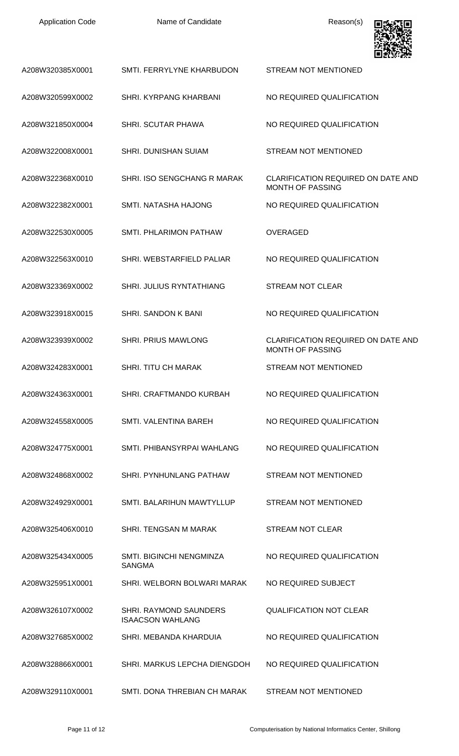| Application Code | Name of Candidate | Reason(s) |
|---|---|---|
| A208W320385X0001 | SMTI. FERRYLYNE KHARBUDON | STREAM NOT MENTIONED |
| A208W320599X0002 | SHRI. KYRPANG KHARBANI | NO REQUIRED QUALIFICATION |
| A208W321850X0004 | SHRI. SCUTAR PHAWA | NO REQUIRED QUALIFICATION |
| A208W322008X0001 | SHRI. DUNISHAN SUIAM | STREAM NOT MENTIONED |
| A208W322368X0010 | SHRI. ISO SENGCHANG R MARAK | CLARIFICATION REQUIRED ON DATE AND MONTH OF PASSING |
| A208W322382X0001 | SMTI. NATASHA HAJONG | NO REQUIRED QUALIFICATION |
| A208W322530X0005 | SMTI. PHLARIMON PATHAW | OVERAGED |
| A208W322563X0010 | SHRI. WEBSTARFIELD PALIAR | NO REQUIRED QUALIFICATION |
| A208W323369X0002 | SHRI. JULIUS RYNTATHIANG | STREAM NOT CLEAR |
| A208W323918X0015 | SHRI. SANDON K BANI | NO REQUIRED QUALIFICATION |
| A208W323939X0002 | SHRI. PRIUS MAWLONG | CLARIFICATION REQUIRED ON DATE AND MONTH OF PASSING |
| A208W324283X0001 | SHRI. TITU CH MARAK | STREAM NOT MENTIONED |
| A208W324363X0001 | SHRI. CRAFTMANDO KURBAH | NO REQUIRED QUALIFICATION |
| A208W324558X0005 | SMTI. VALENTINA BAREH | NO REQUIRED QUALIFICATION |
| A208W324775X0001 | SMTI. PHIBANSYRPAI WAHLANG | NO REQUIRED QUALIFICATION |
| A208W324868X0002 | SHRI. PYNHUNLANG PATHAW | STREAM NOT MENTIONED |
| A208W324929X0001 | SMTI. BALARIHUN MAWTYLLUP | STREAM NOT MENTIONED |
| A208W325406X0010 | SHRI. TENGSAN M MARAK | STREAM NOT CLEAR |
| A208W325434X0005 | SMTI. BIGINCHI NENGMINZA SANGMA | NO REQUIRED QUALIFICATION |
| A208W325951X0001 | SHRI. WELBORN BOLWARI MARAK | NO REQUIRED SUBJECT |
| A208W326107X0002 | SHRI. RAYMOND SAUNDERS ISAACSON WAHLANG | QUALIFICATION NOT CLEAR |
| A208W327685X0002 | SHRI. MEBANDA KHARDUIA | NO REQUIRED QUALIFICATION |
| A208W328866X0001 | SHRI. MARKUS LEPCHA DIENGDOH | NO REQUIRED QUALIFICATION |
| A208W329110X0001 | SMTI. DONA THREBIAN CH MARAK | STREAM NOT MENTIONED |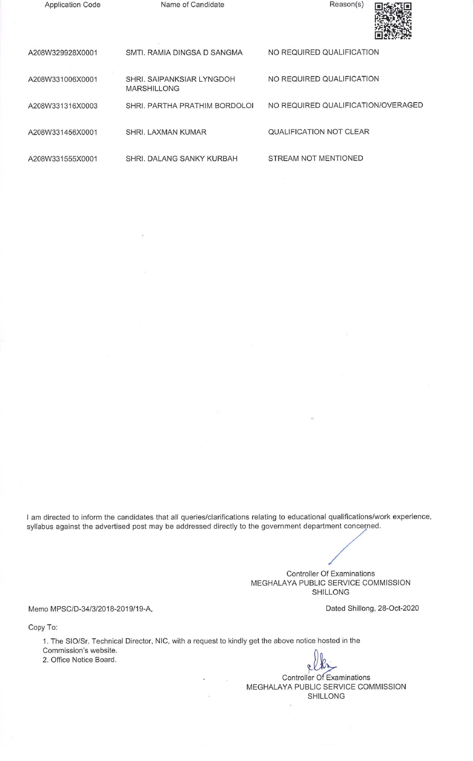| Application Code | Name of Candidate | Reason(s) |
| --- | --- | --- |
| A208W329928X0001 | SMTI. RAMIA DINGSA D SANGMA | NO REQUIRED QUALIFICATION |
| A208W331006X0001 | SHRI. SAIPANKSIAR LYNGDOH MARSHILLONG | NO REQUIRED QUALIFICATION |
| A208W331316X0003 | SHRI. PARTHA PRATHIM BORDOLOI | NO REQUIRED QUALIFICATION/OVERAGED |
| A208W331456X0001 | SHRI. LAXMAN KUMAR | QUALIFICATION NOT CLEAR |
| A208W331555X0001 | SHRI. DALANG SANKY KURBAH | STREAM NOT MENTIONED |

I am directed to inform the candidates that all queries/clarifications relating to educational qualifications/work experience, syllabus against the advertised post may be addressed directly to the government department concerned.

Controller Of Examinations
MEGHALAYA PUBLIC SERVICE COMMISSION
SHILLONG

Memo MPSC/D-34/3/2018-2019/19-A,

Dated Shillong, 28-Oct-2020

Copy To:

1. The SIO/Sr. Technical Director, NIC, with a request to kindly get the above notice hosted in the Commission's website.
2. Office Notice Board.

Controller Of Examinations
MEGHALAYA PUBLIC SERVICE COMMISSION
SHILLONG